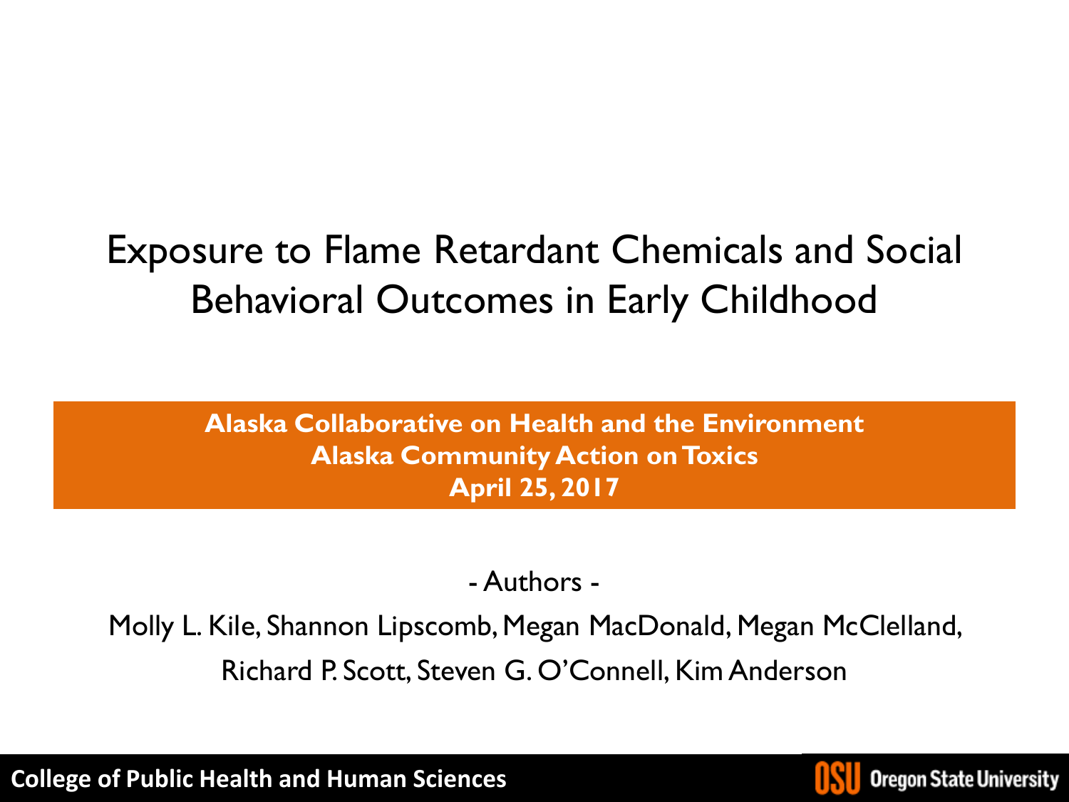# Exposure to Flame Retardant Chemicals and Social Behavioral Outcomes in Early Childhood

**Alaska Collaborative on Health and the Environment**
**Alaska Community Action on Toxics**
**April 25, 2017**

- Authors -

Molly L. Kile, Shannon Lipscomb, Megan MacDonald, Megan McClelland, Richard P. Scott, Steven G. O'Connell, Kim Anderson

**College of Public Health and Human Sciences**

Oregon State University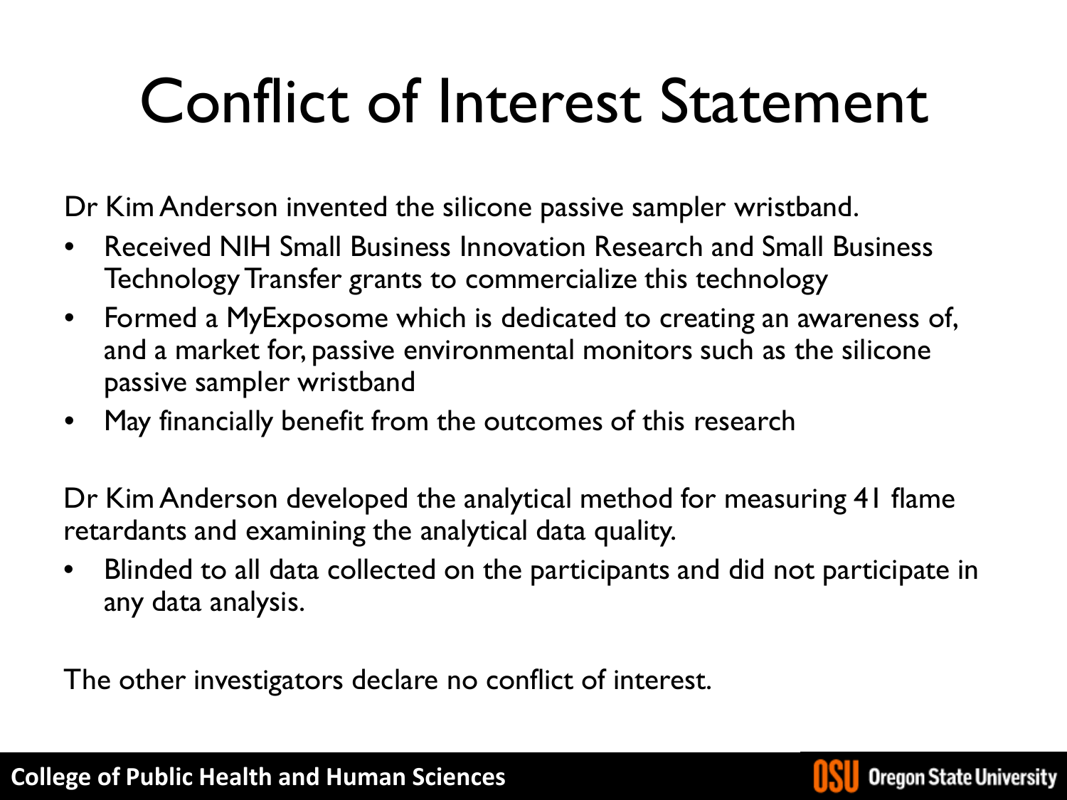# Conflict of Interest Statement

Dr Kim Anderson invented the silicone passive sampler wristband.

- Received NIH Small Business Innovation Research and Small Business Technology Transfer grants to commercialize this technology
- Formed a MyExposome which is dedicated to creating an awareness of, and a market for, passive environmental monitors such as the silicone passive sampler wristband
- May financially benefit from the outcomes of this research

Dr Kim Anderson developed the analytical method for measuring 41 flame retardants and examining the analytical data quality.

- Blinded to all data collected on the participants and did not participate in any data analysis.

The other investigators declare no conflict of interest.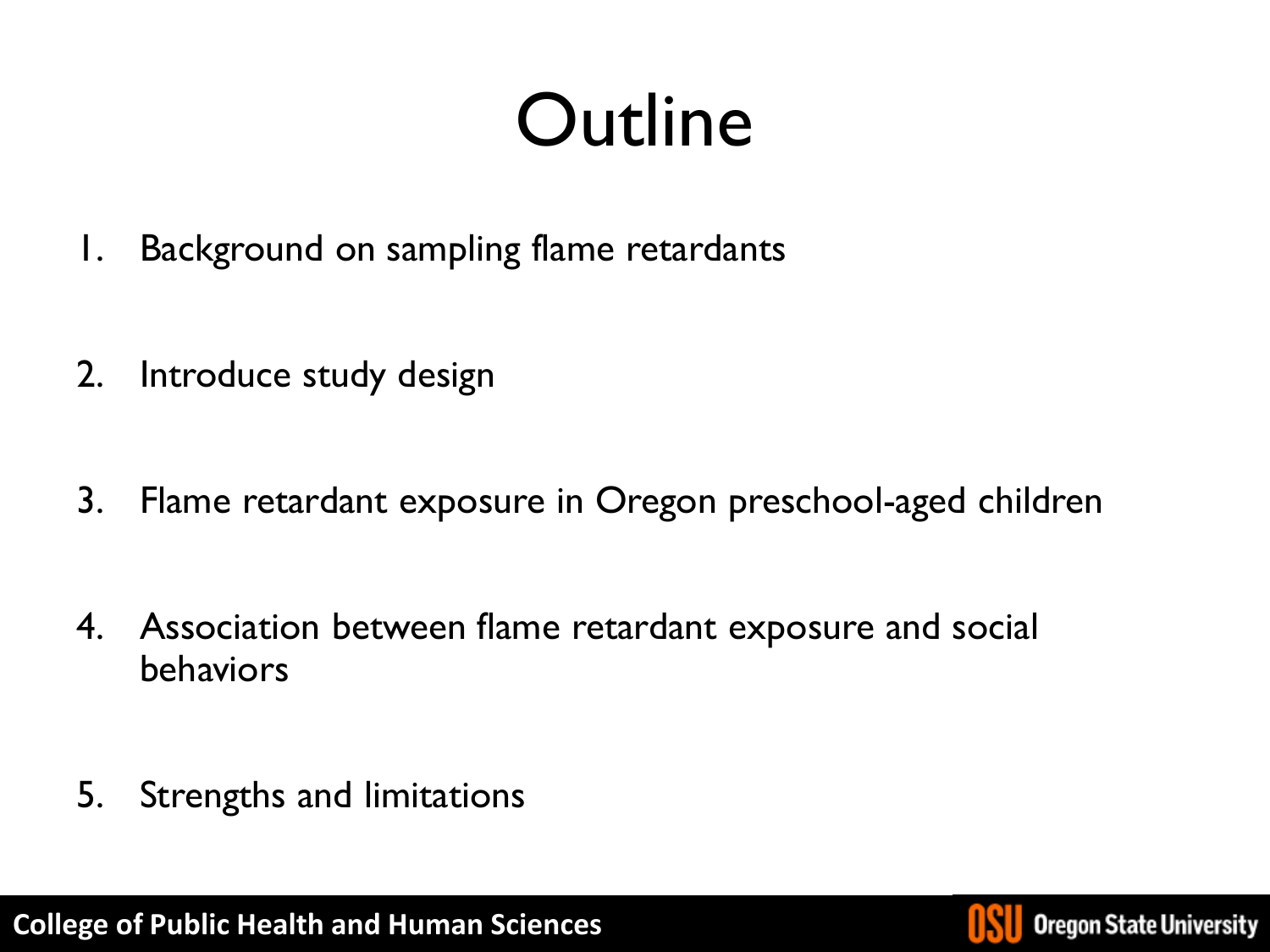# Outline

1. Background on sampling flame retardants
2. Introduce study design
3. Flame retardant exposure in Oregon preschool-aged children
4. Association between flame retardant exposure and social behaviors
5. Strengths and limitations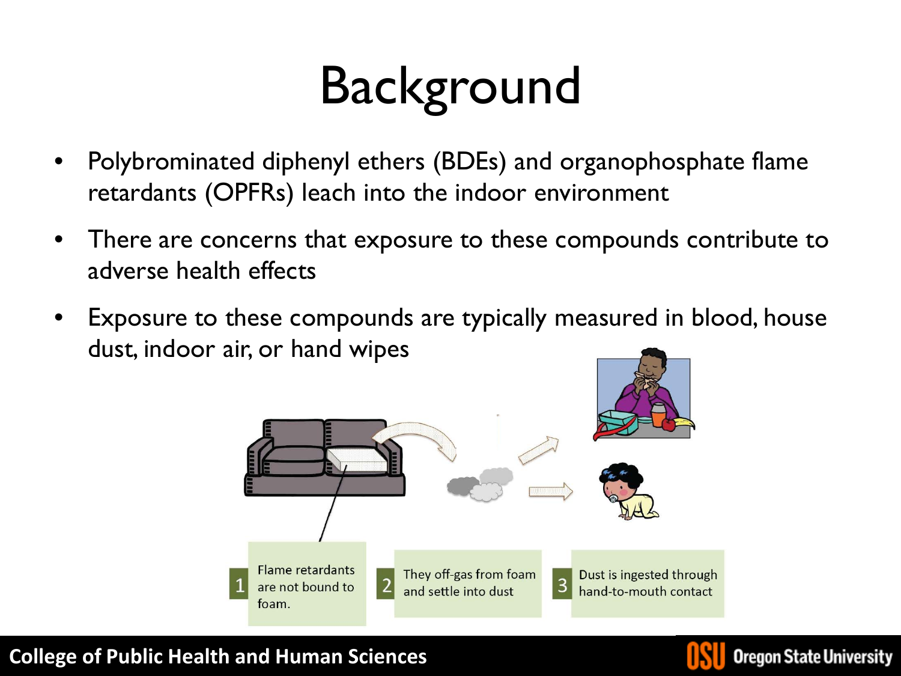# Background

- Polybrominated diphenyl ethers (BDEs) and organophosphate flame retardants (OPFRs) leach into the indoor environment
- There are concerns that exposure to these compounds contribute to adverse health effects
- Exposure to these compounds are typically measured in blood, house dust, indoor air, or hand wipes

1. Flame retardants are not bound to foam.
2. They off-gas from foam and settle into dust
3. Dust is ingested through hand-to-mouth contact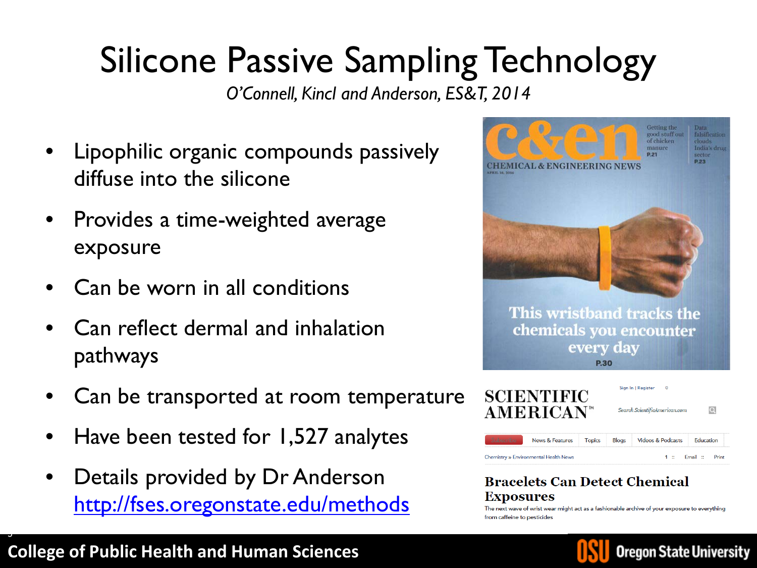# Silicone Passive Sampling Technology

*O'Connell, Kincl and Anderson, ES&T, 2014*

- Lipophilic organic compounds passively diffuse into the silicone
- Provides a time-weighted average exposure
- Can be worn in all conditions
- Can reflect dermal and inhalation pathways
- Can be transported at room temperature
- Have been tested for 1,527 analytes
- Details provided by Dr Anderson http://fses.oregonstate.edu/methods

c&en CHEMICAL & ENGINEERING NEWS

This wristband tracks the chemicals you encounter every day P.30

SCIENTIFIC AMERICAN

**Bracelets Can Detect Chemical Exposures**

The next wave of wrist wear might act as a fashionable archive of your exposure to everything from caffeine to pesticides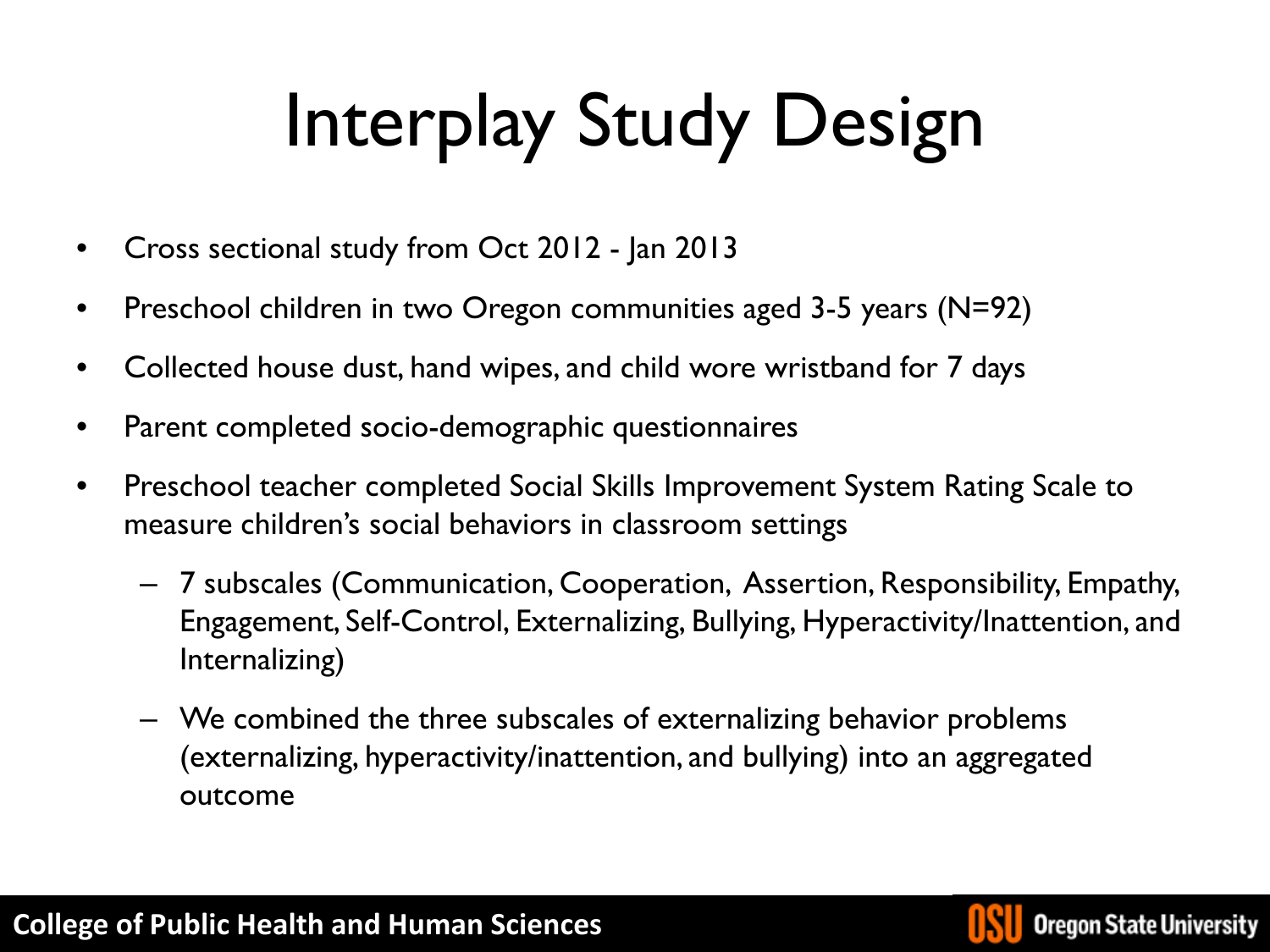# Interplay Study Design

- Cross sectional study from Oct 2012 - Jan 2013
- Preschool children in two Oregon communities aged 3-5 years (N=92)
- Collected house dust, hand wipes, and child wore wristband for 7 days
- Parent completed socio-demographic questionnaires
- Preschool teacher completed Social Skills Improvement System Rating Scale to measure children's social behaviors in classroom settings
  - 7 subscales (Communication, Cooperation, Assertion, Responsibility, Empathy, Engagement, Self-Control, Externalizing, Bullying, Hyperactivity/Inattention, and Internalizing)
  - We combined the three subscales of externalizing behavior problems (externalizing, hyperactivity/inattention, and bullying) into an aggregated outcome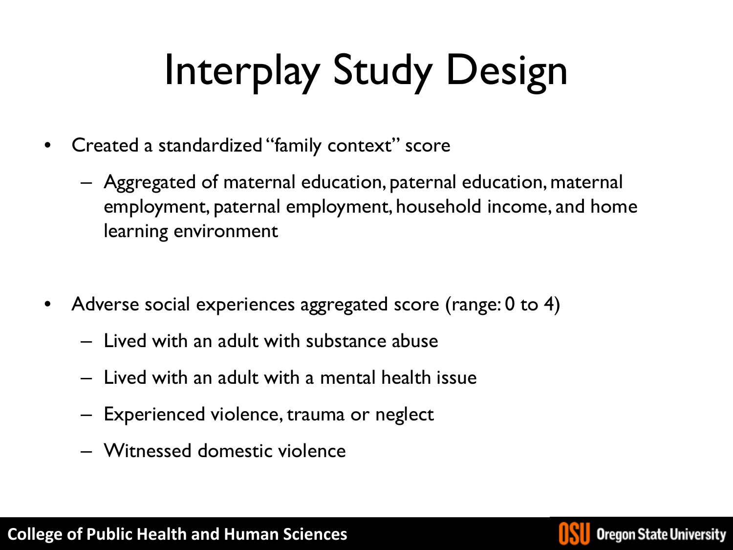# Interplay Study Design

- Created a standardized "family context" score
  - Aggregated of maternal education, paternal education, maternal employment, paternal employment, household income, and home learning environment

- Adverse social experiences aggregated score (range: 0 to 4)
  - Lived with an adult with substance abuse
  - Lived with an adult with a mental health issue
  - Experienced violence, trauma or neglect
  - Witnessed domestic violence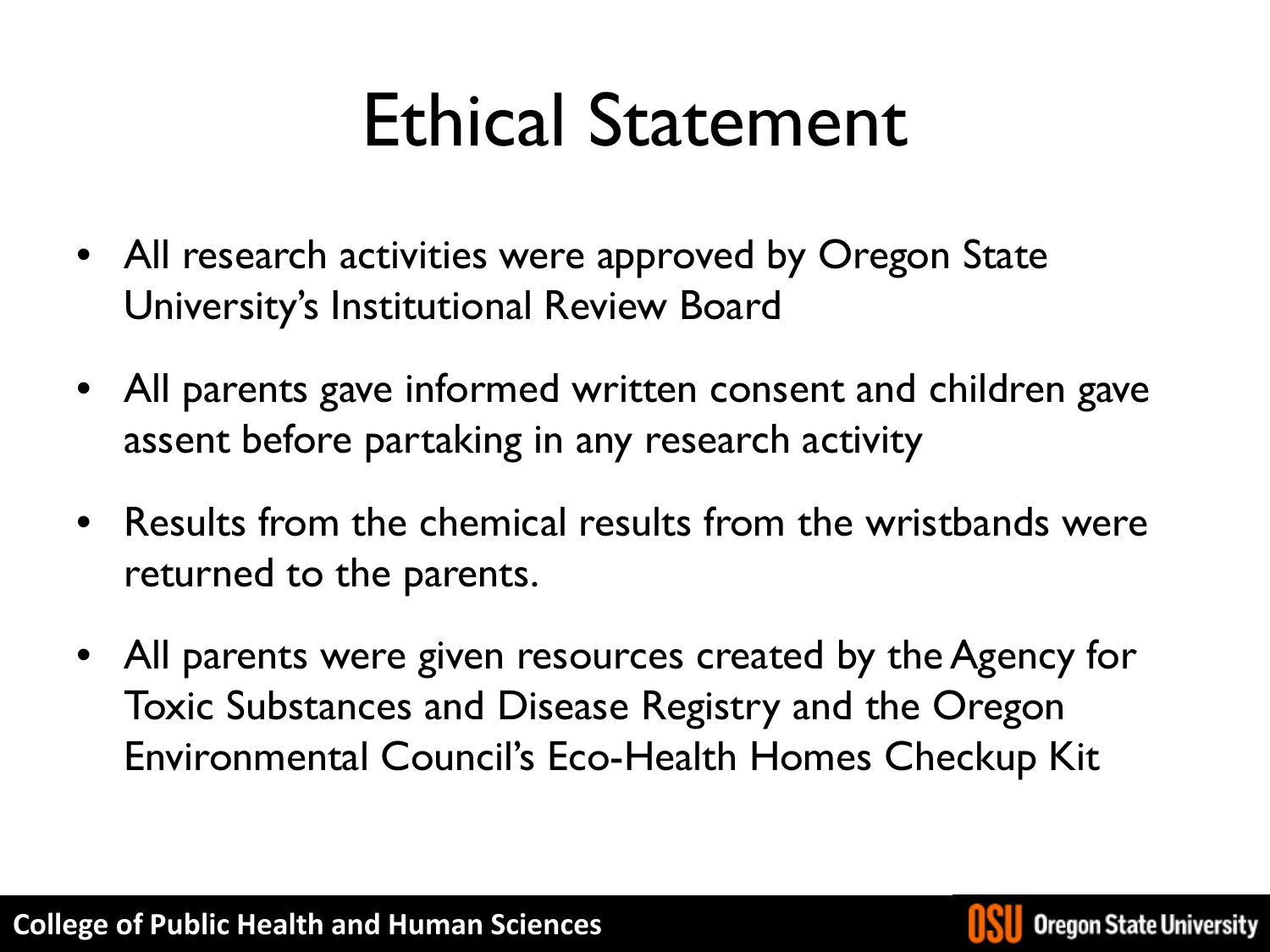# Ethical Statement

- All research activities were approved by Oregon State University's Institutional Review Board
- All parents gave informed written consent and children gave assent before partaking in any research activity
- Results from the chemical results from the wristbands were returned to the parents.
- All parents were given resources created by the Agency for Toxic Substances and Disease Registry and the Oregon Environmental Council's Eco-Health Homes Checkup Kit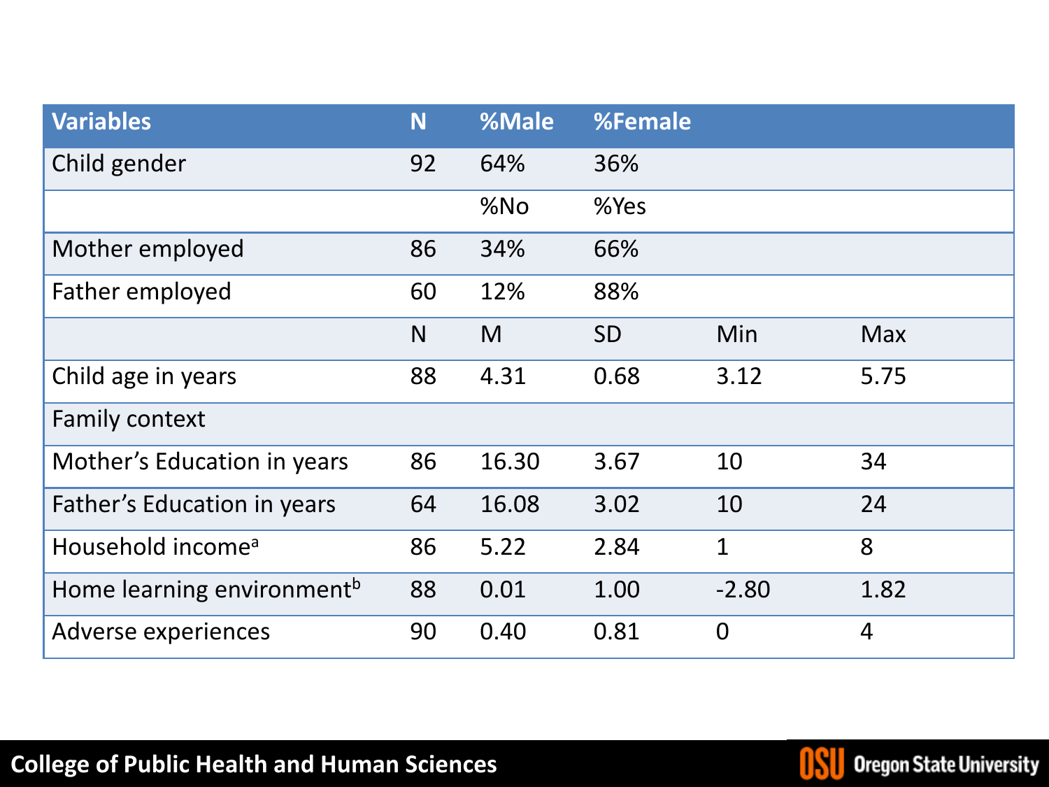| Variables | N | %Male | %Female | | |
|---|---|---|---|---|---|
| Child gender | 92 | 64% | 36% | | |
| | | %No | %Yes | | |
| Mother employed | 86 | 34% | 66% | | |
| Father employed | 60 | 12% | 88% | | |
| | N | M | SD | Min | Max |
| Child age in years | 88 | 4.31 | 0.68 | 3.12 | 5.75 |
| Family context | | | | | |
| Mother's Education in years | 86 | 16.30 | 3.67 | 10 | 34 |
| Father's Education in years | 64 | 16.08 | 3.02 | 10 | 24 |
| Household income[a] | 86 | 5.22 | 2.84 | 1 | 8 |
| Home learning environment[b] | 88 | 0.01 | 1.00 | -2.80 | 1.82 |
| Adverse experiences | 90 | 0.40 | 0.81 | 0 | 4 |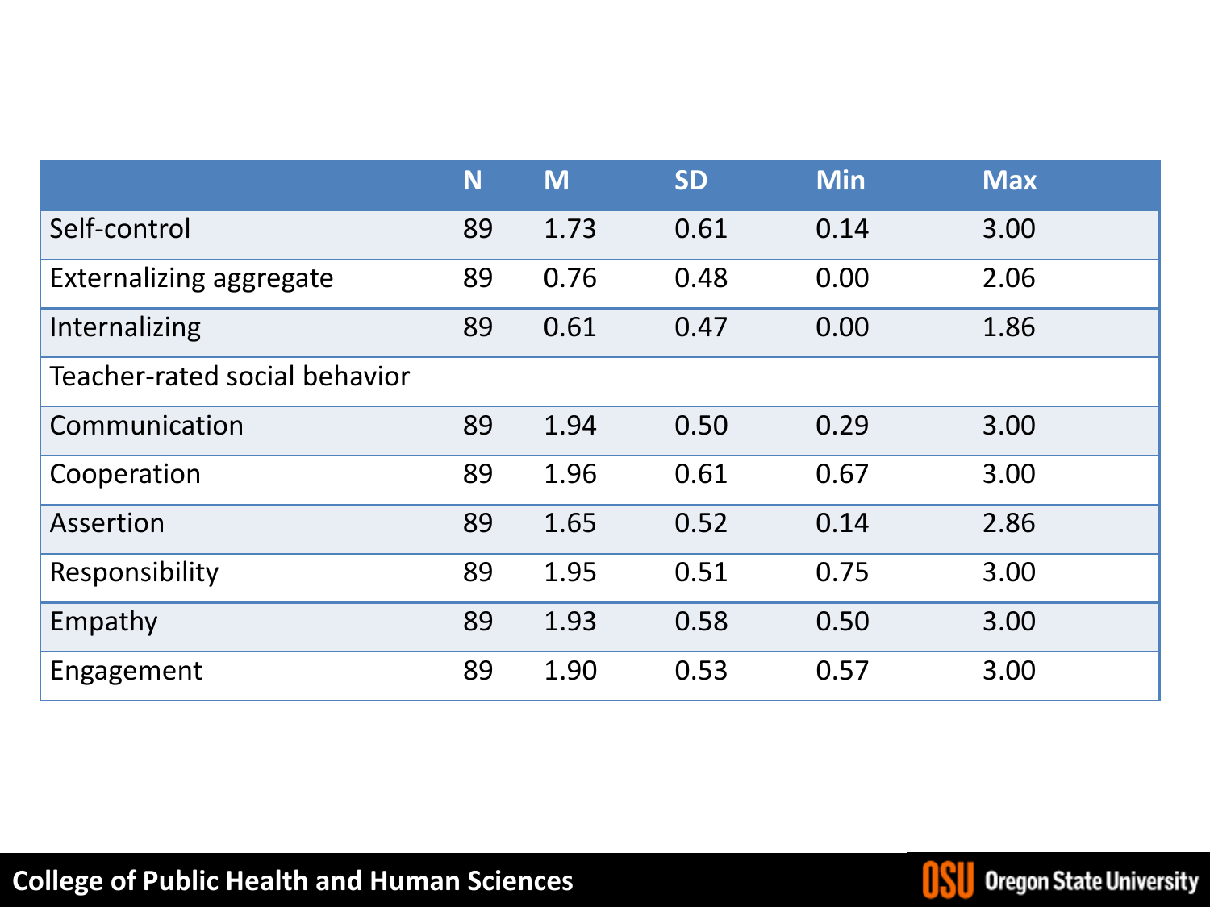| | N | M | SD | Min | Max |
|---|---|---|---|---|---|
| Self-control | 89 | 1.73 | 0.61 | 0.14 | 3.00 |
| Externalizing aggregate | 89 | 0.76 | 0.48 | 0.00 | 2.06 |
| Internalizing | 89 | 0.61 | 0.47 | 0.00 | 1.86 |
| Teacher-rated social behavior | | | | | |
| Communication | 89 | 1.94 | 0.50 | 0.29 | 3.00 |
| Cooperation | 89 | 1.96 | 0.61 | 0.67 | 3.00 |
| Assertion | 89 | 1.65 | 0.52 | 0.14 | 2.86 |
| Responsibility | 89 | 1.95 | 0.51 | 0.75 | 3.00 |
| Empathy | 89 | 1.93 | 0.58 | 0.50 | 3.00 |
| Engagement | 89 | 1.90 | 0.53 | 0.57 | 3.00 |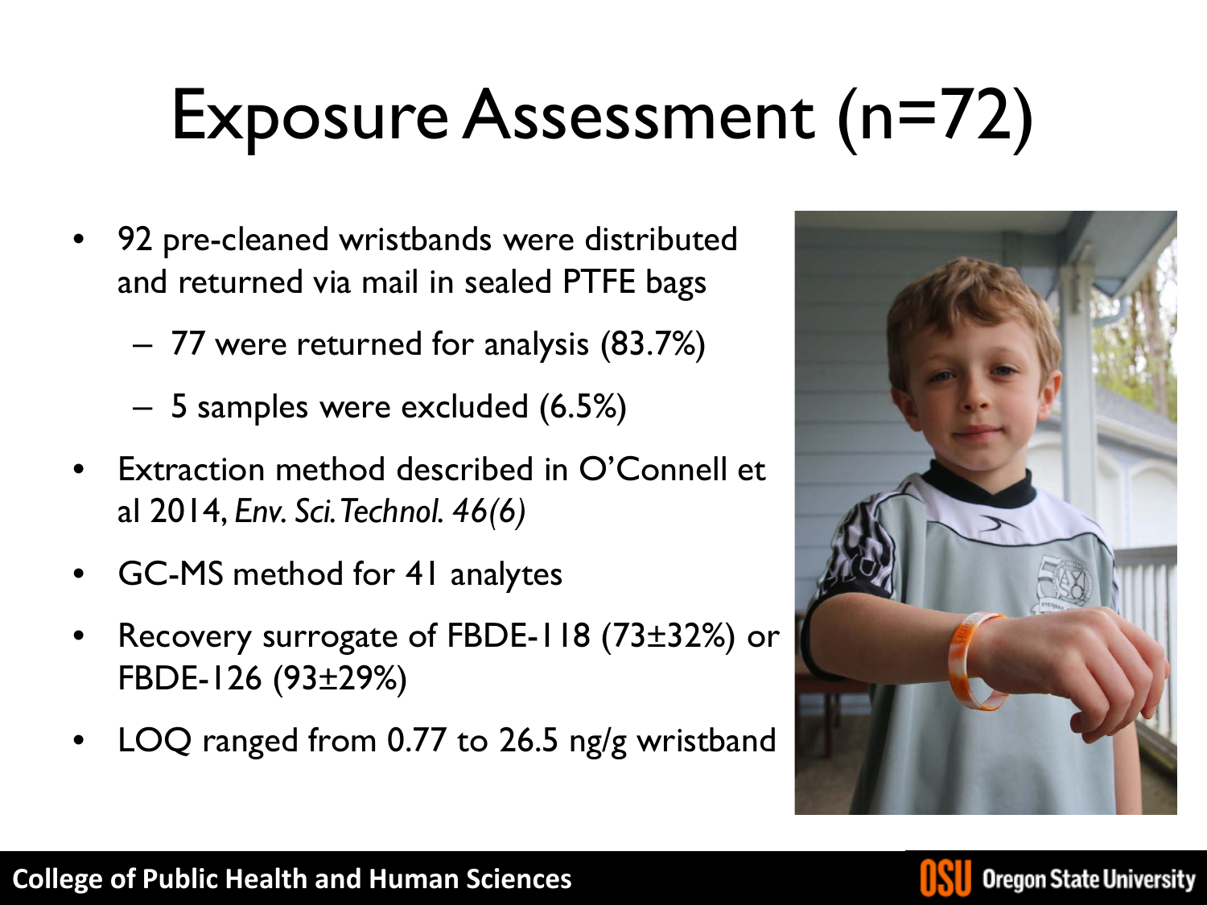# Exposure Assessment (n=72)

- 92 pre-cleaned wristbands were distributed and returned via mail in sealed PTFE bags
  - 77 were returned for analysis (83.7%)
  - 5 samples were excluded (6.5%)
- Extraction method described in O'Connell et al 2014, *Env. Sci. Technol. 46(6)*
- GC-MS method for 41 analytes
- Recovery surrogate of FBDE-118 (73±32%) or FBDE-126 (93±29%)
- LOQ ranged from 0.77 to 26.5 ng/g wristband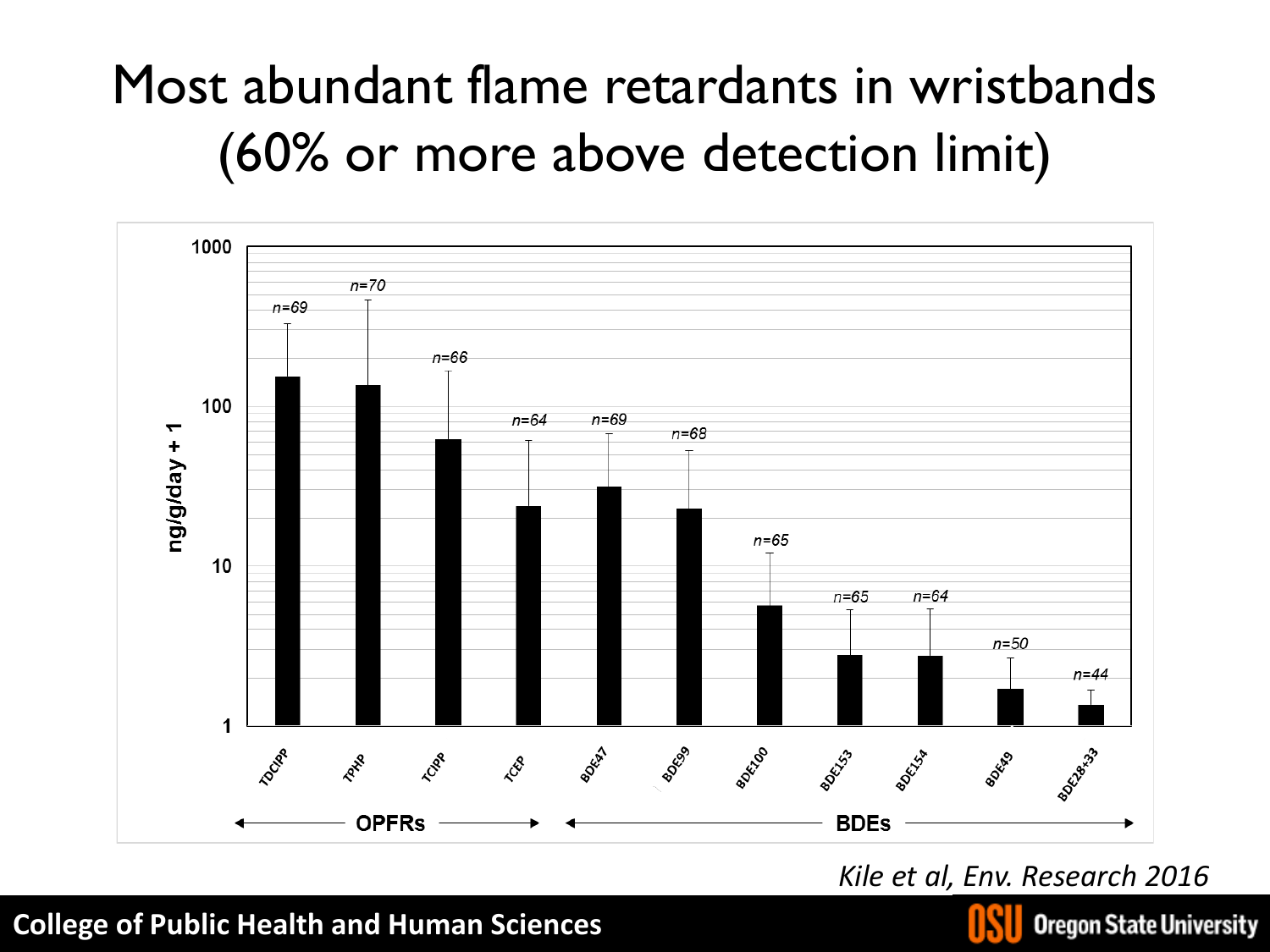# Most abundant flame retardants in wristbands (60% or more above detection limit)

ng/g/day + 1

1000

100

10

1

| Compound | n |
| --- | --- |
| TDCIPP | n=69 |
| TPHP | n=70 |
| TCIPP | n=66 |
| TCEP | n=64 |
| BDE47 | n=69 |
| BDE99 | n=68 |
| BDE100 | n=65 |
| BDE153 | n=65 |
| BDE154 | n=64 |
| BDE49 | n=50 |
| BDE28+33 | n=44 |

OPFRs: TDCIPP, TPHP, TCIPP, TCEP

BDEs: BDE47, BDE99, BDE100, BDE153, BDE154, BDE49, BDE28+33

*Kile et al, Env. Research 2016*

**College of Public Health and Human Sciences**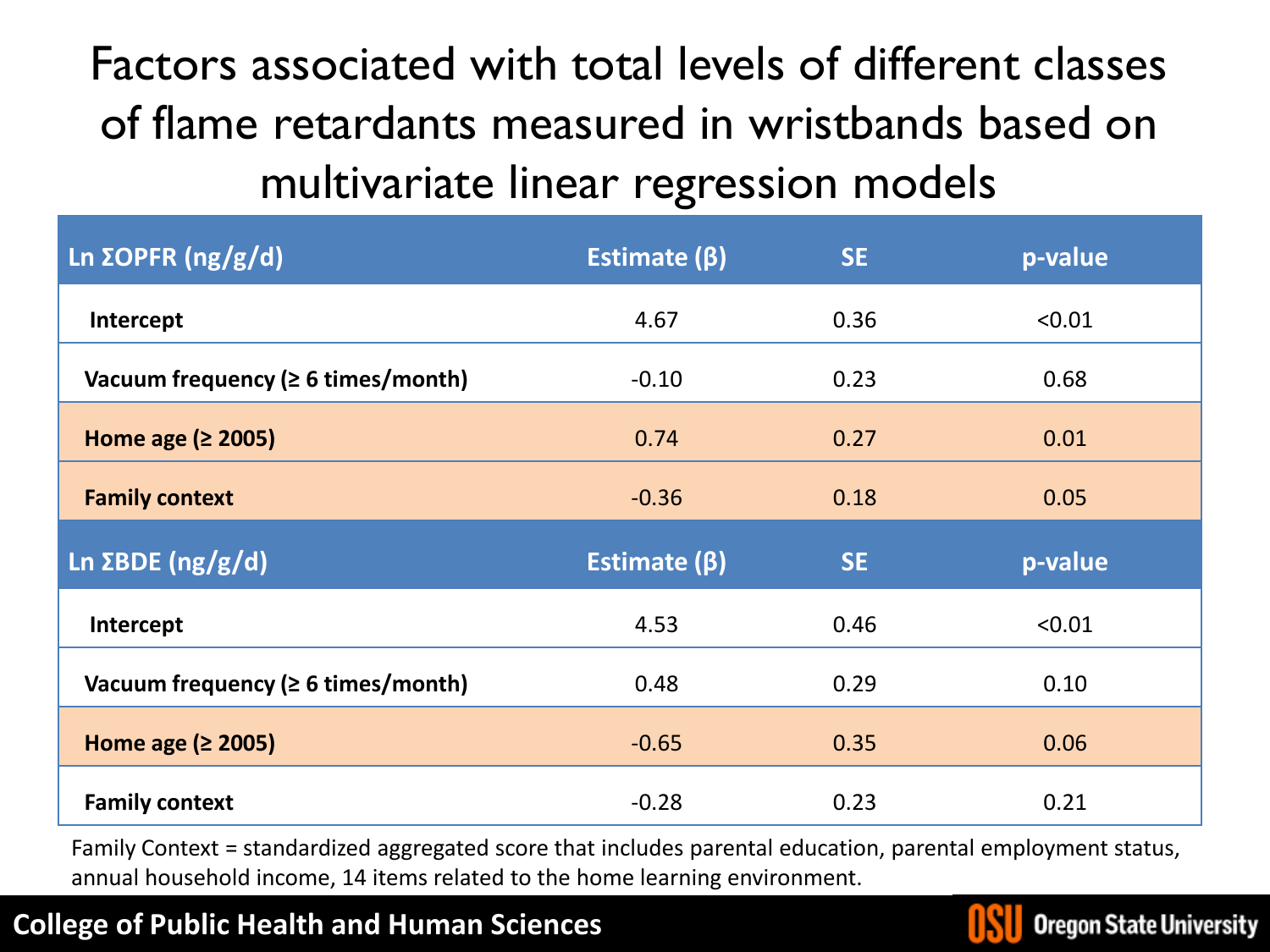# Factors associated with total levels of different classes of flame retardants measured in wristbands based on multivariate linear regression models

| Ln ΣOPFR (ng/g/d) | Estimate (β) | SE | p-value |
|---|---|---|---|
| Intercept | 4.67 | 0.36 | <0.01 |
| Vacuum frequency (≥ 6 times/month) | -0.10 | 0.23 | 0.68 |
| Home age (≥ 2005) | 0.74 | 0.27 | 0.01 |
| Family context | -0.36 | 0.18 | 0.05 |
| **Ln ΣBDE (ng/g/d)** | **Estimate (β)** | **SE** | **p-value** |
| Intercept | 4.53 | 0.46 | <0.01 |
| Vacuum frequency (≥ 6 times/month) | 0.48 | 0.29 | 0.10 |
| Home age (≥ 2005) | -0.65 | 0.35 | 0.06 |
| Family context | -0.28 | 0.23 | 0.21 |

Family Context = standardized aggregated score that includes parental education, parental employment status, annual household income, 14 items related to the home learning environment.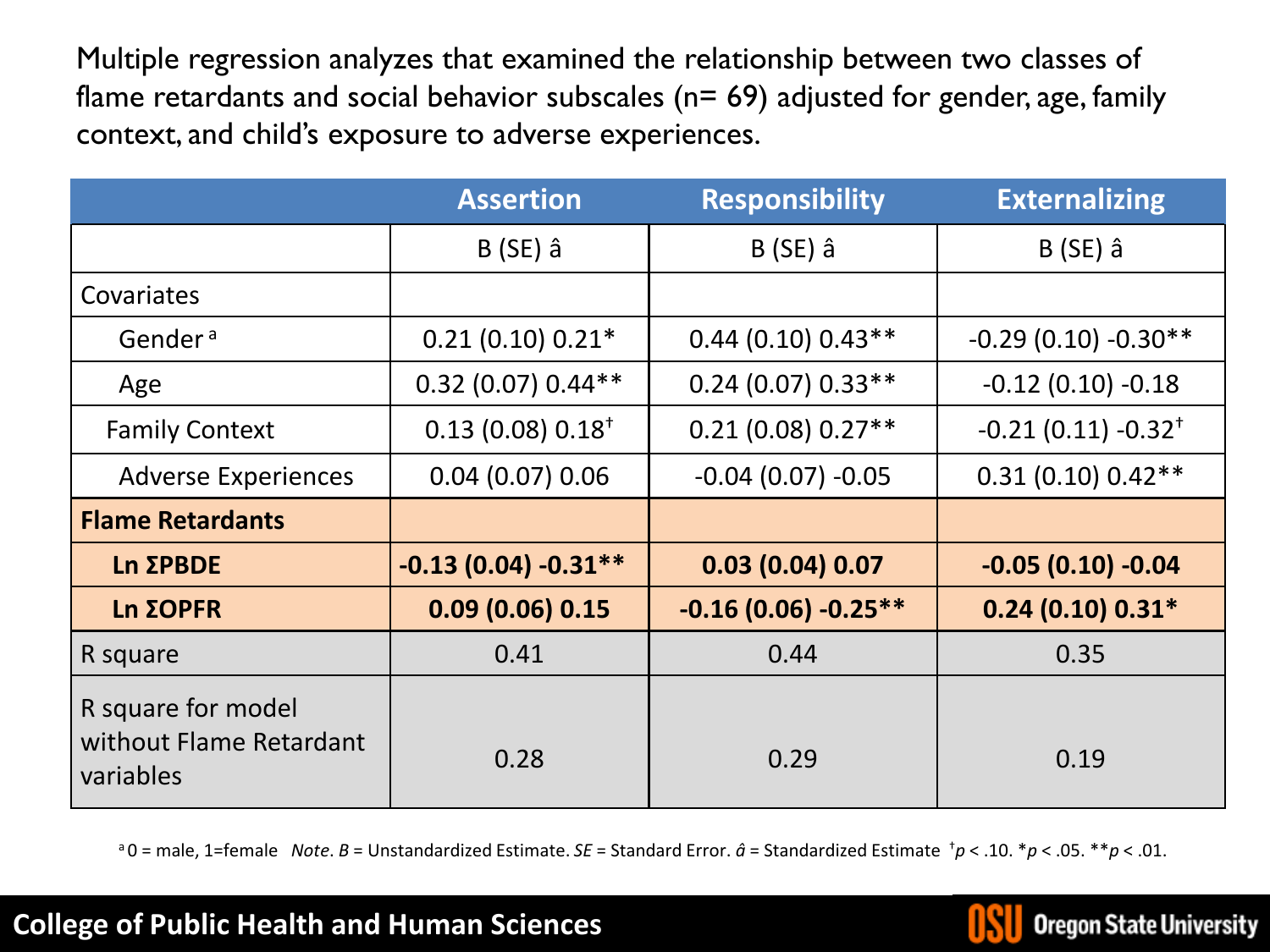Multiple regression analyzes that examined the relationship between two classes of flame retardants and social behavior subscales (n= 69) adjusted for gender, age, family context, and child's exposure to adverse experiences.

| | Assertion | Responsibility | Externalizing |
|---|---|---|---|
| | B (SE) â | B (SE) â | B (SE) â |
| Covariates | | | |
| Gender [a] | 0.21 (0.10) 0.21* | 0.44 (0.10) 0.43** | -0.29 (0.10) -0.30** |
| Age | 0.32 (0.07) 0.44** | 0.24 (0.07) 0.33** | -0.12 (0.10) -0.18 |
| Family Context | 0.13 (0.08) 0.18† | 0.21 (0.08) 0.27** | -0.21 (0.11) -0.32† |
| Adverse Experiences | 0.04 (0.07) 0.06 | -0.04 (0.07) -0.05 | 0.31 (0.10) 0.42** |
| **Flame Retardants** | | | |
| **Ln ΣPBDE** | **-0.13 (0.04) -0.31**** | **0.03 (0.04) 0.07** | **-0.05 (0.10) -0.04** |
| **Ln ΣOPFR** | **0.09 (0.06) 0.15** | **-0.16 (0.06) -0.25**** | **0.24 (0.10) 0.31*** |
| R square | 0.41 | 0.44 | 0.35 |
| R square for model without Flame Retardant variables | 0.28 | 0.29 | 0.19 |

[a] 0 = male, 1=female *Note*. *B* = Unstandardized Estimate. *SE* = Standard Error. *â* = Standardized Estimate †$p < .10$. *$p < .05$. **$p < .01$.

College of Public Health and Human Sciences

OSU Oregon State University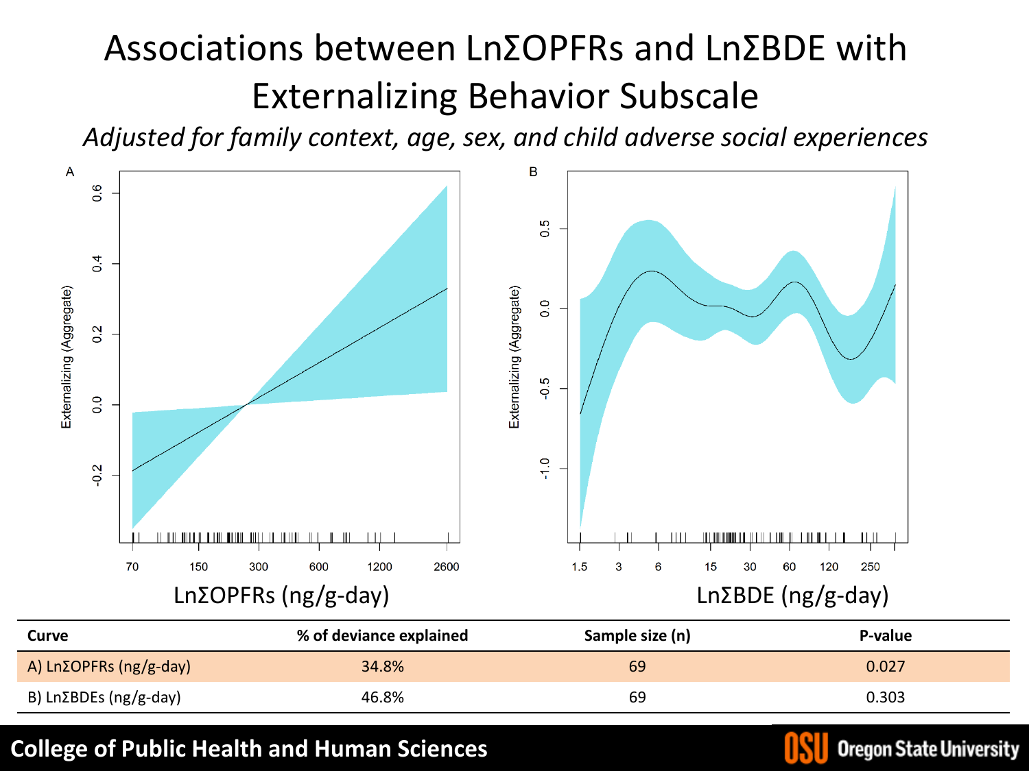# Associations between LnΣOPFRs and LnΣBDE with Externalizing Behavior Subscale

*Adjusted for family context, age, sex, and child adverse social experiences*

| Curve | % of deviance explained | Sample size (n) | P-value |
|---|---|---|---|
| A) LnΣOPFRs (ng/g-day) | 34.8% | 69 | 0.027 |
| B) LnΣBDEs (ng/g-day) | 46.8% | 69 | 0.303 |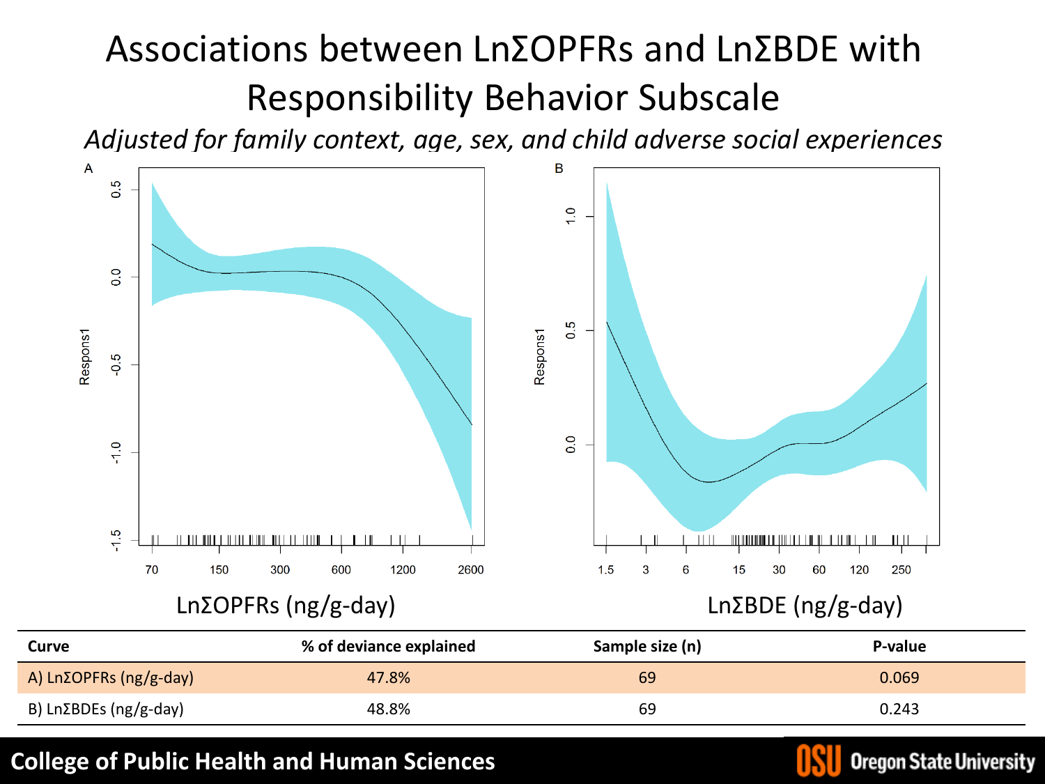# Associations between LnΣOPFRs and LnΣBDE with Responsibility Behavior Subscale

*Adjusted for family context, age, sex, and child adverse social experiences*

A

Respons1

LnΣOPFRs (ng/g-day)

B

Respons1

LnΣBDE (ng/g-day)

| Curve | % of deviance explained | Sample size (n) | P-value |
|---|---|---|---|
| A) LnΣOPFRs (ng/g-day) | 47.8% | 69 | 0.069 |
| B) LnΣBDEs (ng/g-day) | 48.8% | 69 | 0.243 |

College of Public Health and Human Sciences

OSU Oregon State University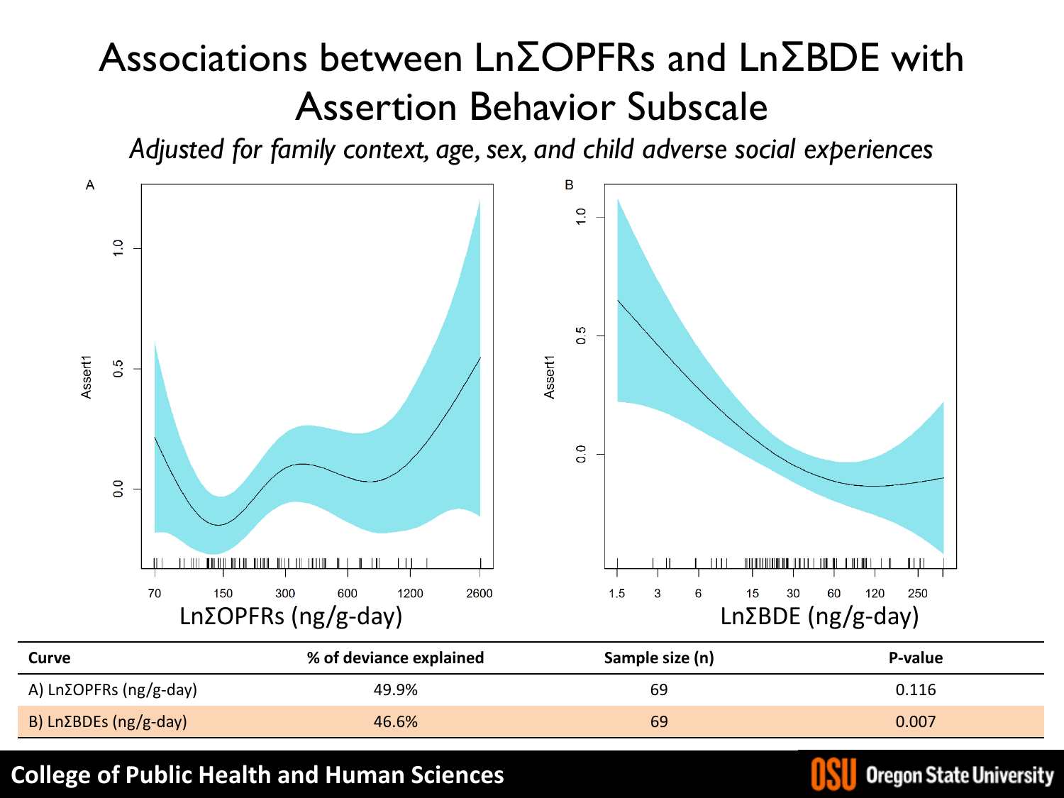# Associations between LnΣOPFRs and LnΣBDE with Assertion Behavior Subscale

*Adjusted for family context, age, sex, and child adverse social experiences*

| Curve | % of deviance explained | Sample size (n) | P-value |
|---|---|---|---|
| A) LnΣOPFRs (ng/g-day) | 49.9% | 69 | 0.116 |
| B) LnΣBDEs (ng/g-day) | 46.6% | 69 | 0.007 |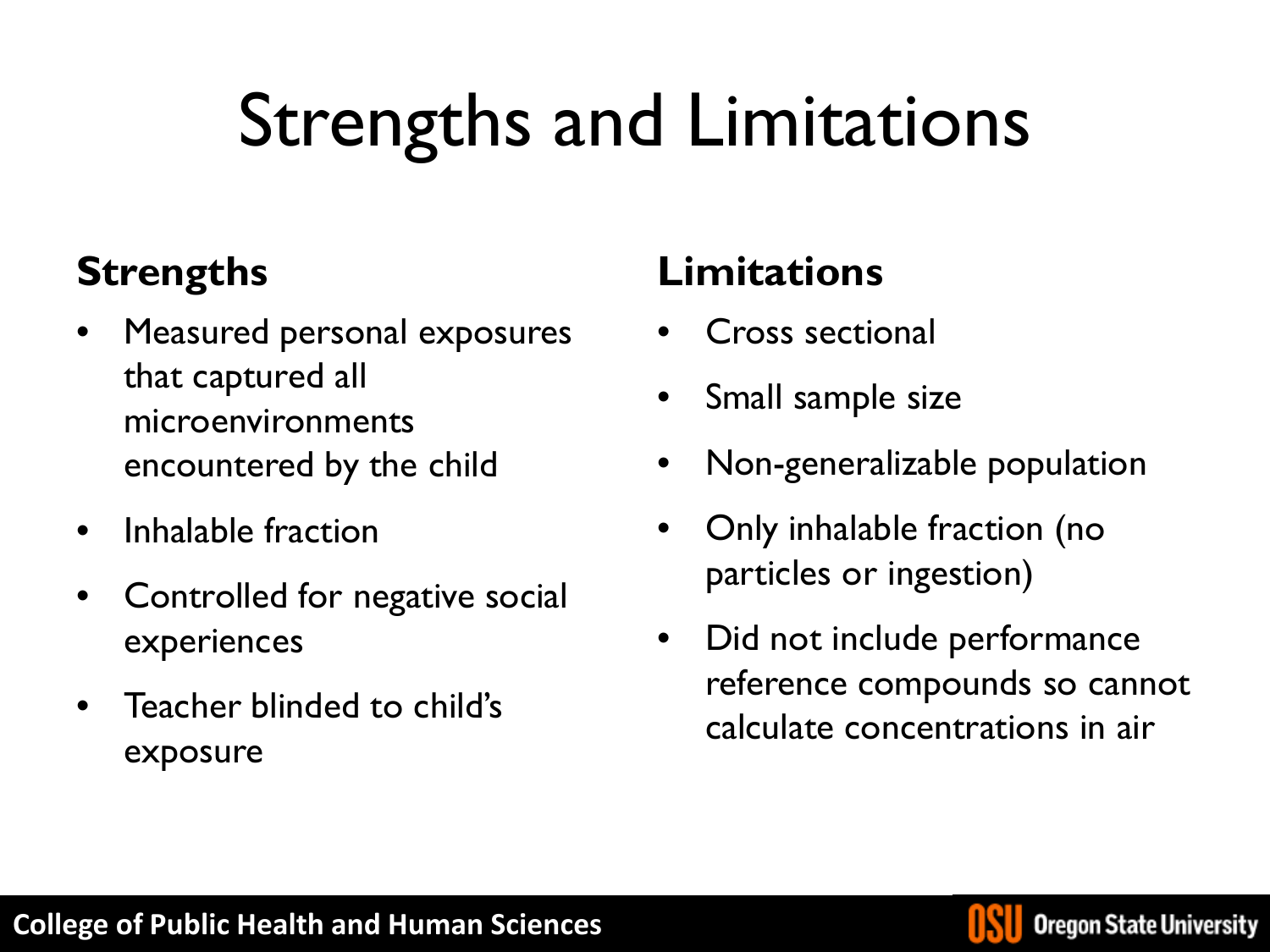# Strengths and Limitations

## Strengths

- Measured personal exposures that captured all microenvironments encountered by the child
- Inhalable fraction
- Controlled for negative social experiences
- Teacher blinded to child's exposure

## Limitations

- Cross sectional
- Small sample size
- Non-generalizable population
- Only inhalable fraction (no particles or ingestion)
- Did not include performance reference compounds so cannot calculate concentrations in air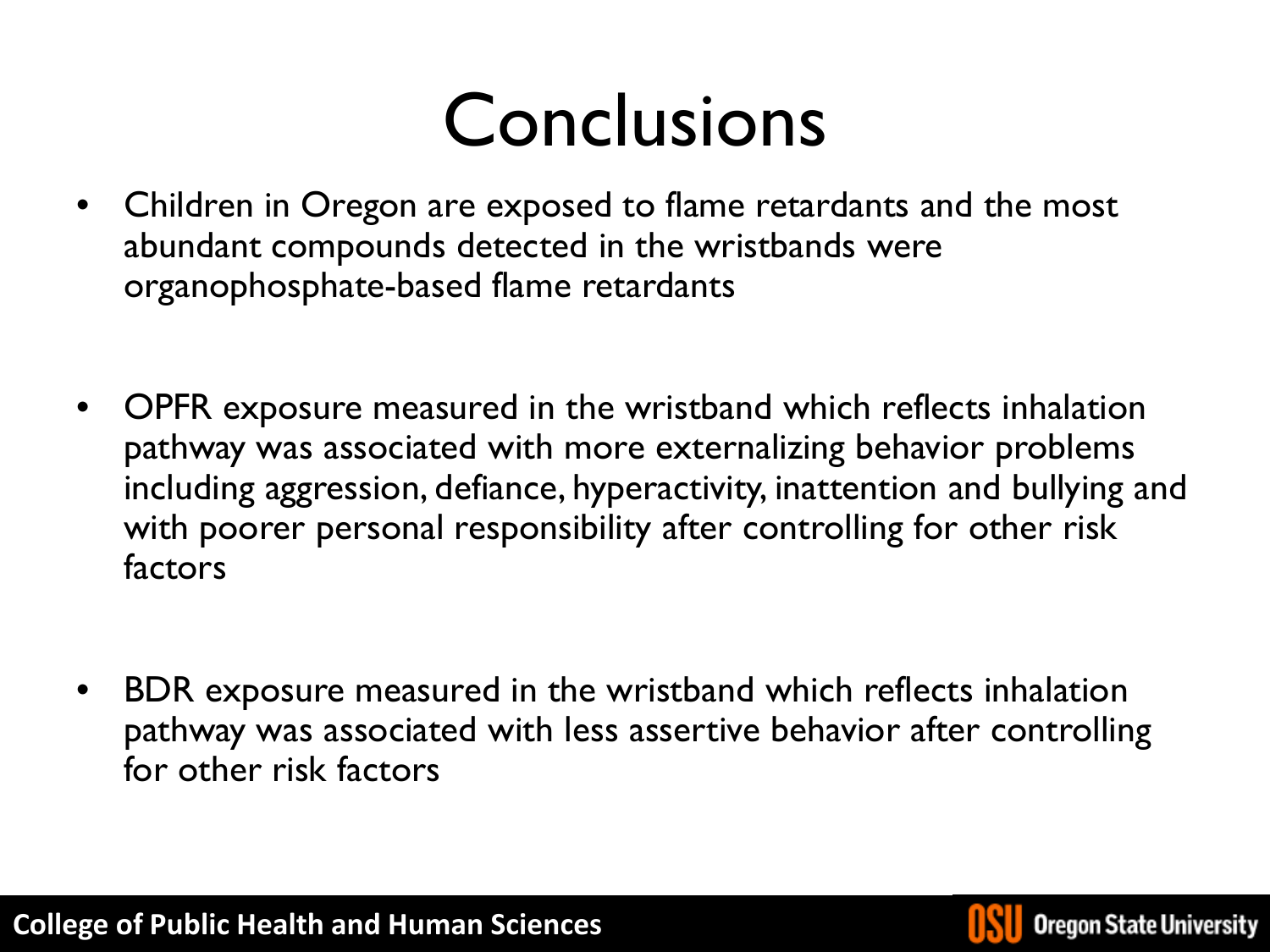# Conclusions

- Children in Oregon are exposed to flame retardants and the most abundant compounds detected in the wristbands were organophosphate-based flame retardants

- OPFR exposure measured in the wristband which reflects inhalation pathway was associated with more externalizing behavior problems including aggression, defiance, hyperactivity, inattention and bullying and with poorer personal responsibility after controlling for other risk factors

- BDR exposure measured in the wristband which reflects inhalation pathway was associated with less assertive behavior after controlling for other risk factors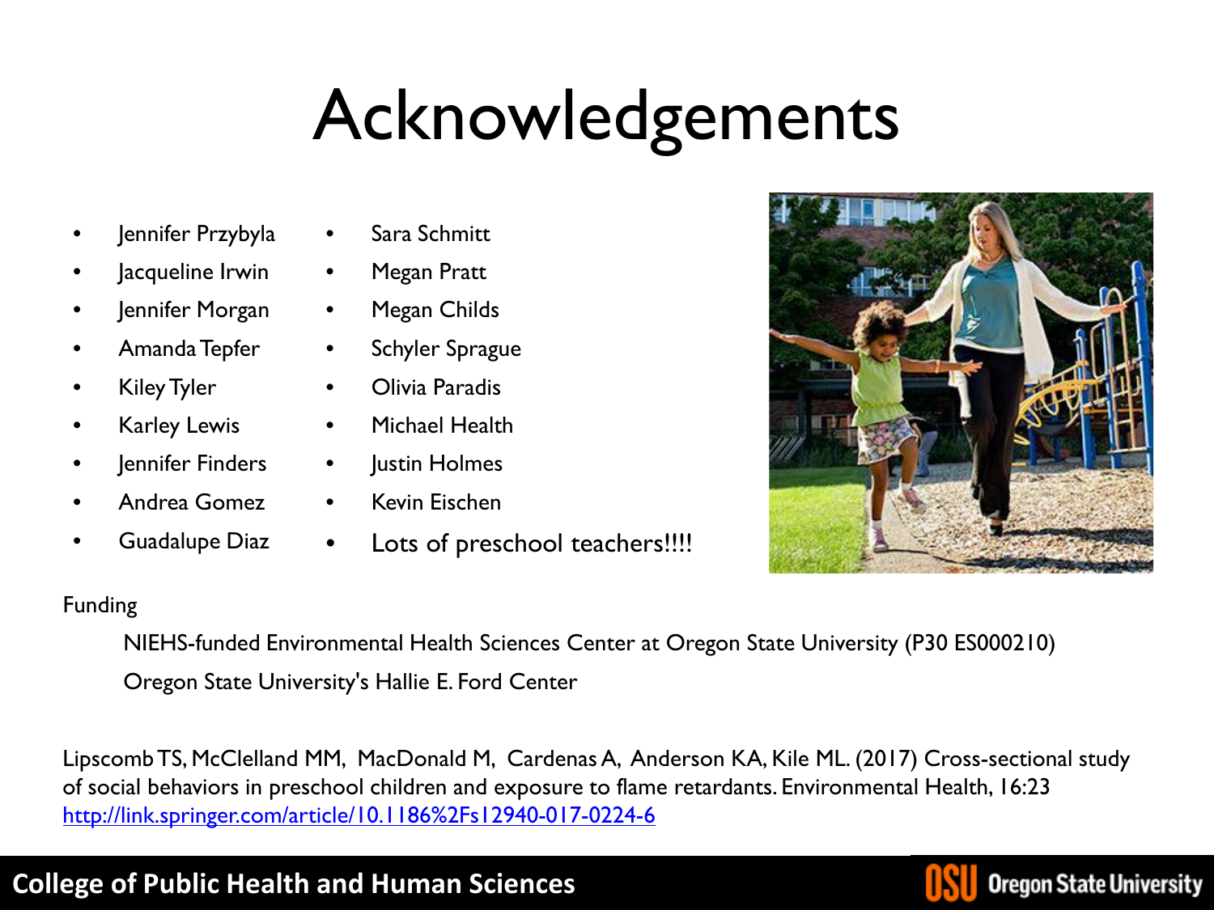# Acknowledgements

- Jennifer Przybyla
- Jacqueline Irwin
- Jennifer Morgan
- Amanda Tepfer
- Kiley Tyler
- Karley Lewis
- Jennifer Finders
- Andrea Gomez
- Guadalupe Diaz
- Sara Schmitt
- Megan Pratt
- Megan Childs
- Schyler Sprague
- Olivia Paradis
- Michael Health
- Justin Holmes
- Kevin Eischen
- Lots of preschool teachers!!!!

Funding

NIEHS-funded Environmental Health Sciences Center at Oregon State University (P30 ES000210)

Oregon State University's Hallie E. Ford Center

Lipscomb TS, McClelland MM, MacDonald M, Cardenas A, Anderson KA, Kile ML. (2017) Cross-sectional study of social behaviors in preschool children and exposure to flame retardants. Environmental Health, 16:23
http://link.springer.com/article/10.1186%2Fs12940-017-0224-6